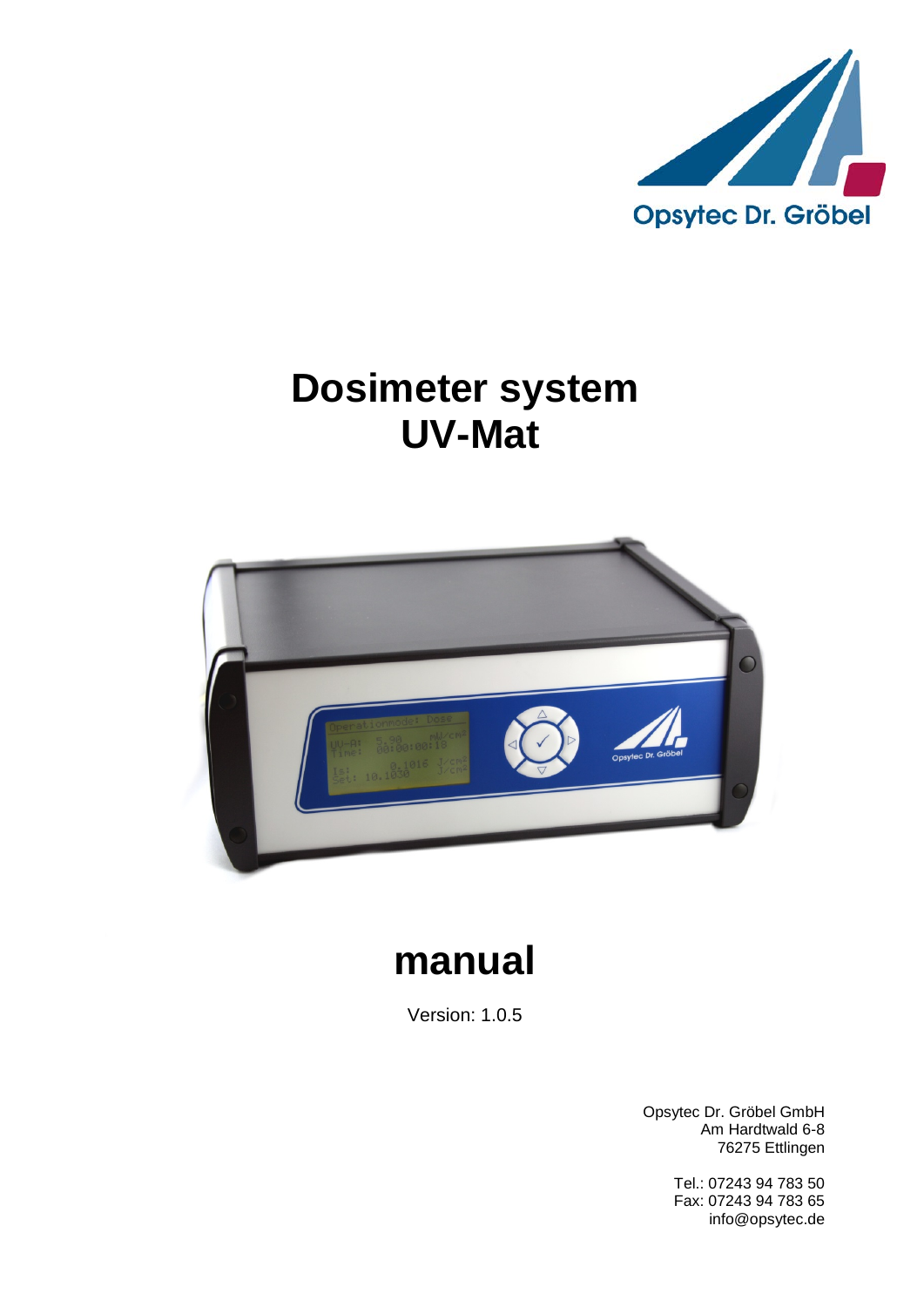Opsytec Dr. Gröbel

# Dosimeter system
# UV-Mat

# manual

Version: 1.0.5

Opsytec Dr. Gröbel GmbH
Am Hardtwald 6-8
76275 Ettlingen

Tel.: 07243 94 783 50
Fax: 07243 94 783 65
info@opsytec.de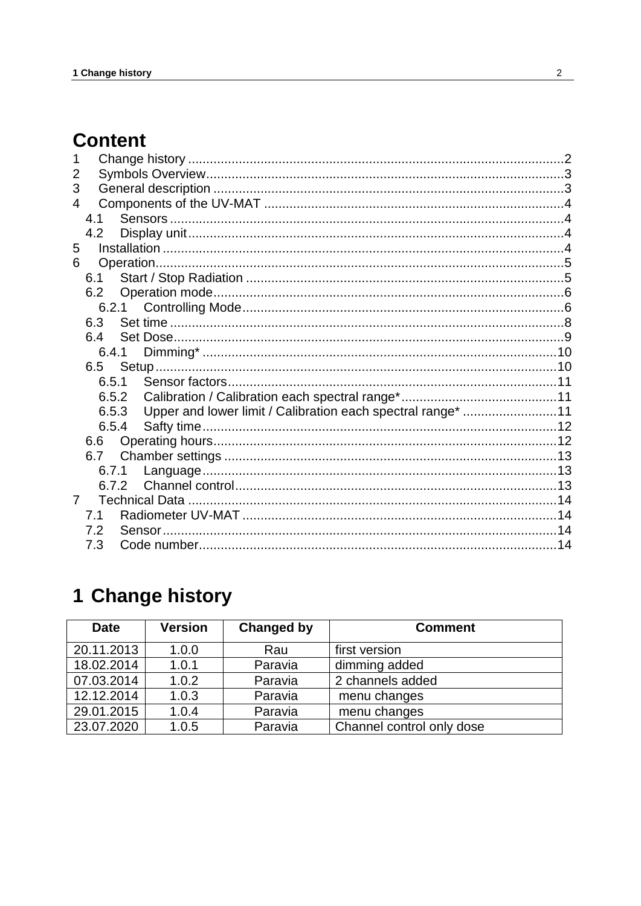# Content

1 Change history .......................................................................................................2
2 Symbols Overview..................................................................................................3
3 General description ................................................................................................3
4 Components of the UV-MAT ..................................................................................4
 4.1 Sensors ............................................................................................................4
 4.2 Display unit.......................................................................................................4
5 Installation ..............................................................................................................4
6 Operation................................................................................................................5
 6.1 Start / Stop Radiation .......................................................................................5
 6.2 Operation mode................................................................................................6
  6.2.1 Controlling Mode........................................................................................6
 6.3 Set time ............................................................................................................8
 6.4 Set Dose...........................................................................................................9
  6.4.1 Dimming* .................................................................................................10
 6.5 Setup...............................................................................................................10
  6.5.1 Sensor factors..........................................................................................11
  6.5.2 Calibration / Calibration each spectral range*...........................................11
  6.5.3 Upper and lower limit / Calibration each spectral range* ..........................11
  6.5.4 Safty time.................................................................................................12
 6.6 Operating hours..............................................................................................12
 6.7 Chamber settings ...........................................................................................13
  6.7.1 Language.................................................................................................13
  6.7.2 Channel control.........................................................................................13
7 Technical Data .....................................................................................................14
 7.1 Radiometer UV-MAT ......................................................................................14
 7.2 Sensor............................................................................................................14
 7.3 Code number...................................................................................................14

# 1 Change history

| Date | Version | Changed by | Comment |
|---|---|---|---|
| 20.11.2013 | 1.0.0 | Rau | first version |
| 18.02.2014 | 1.0.1 | Paravia | dimming added |
| 07.03.2014 | 1.0.2 | Paravia | 2 channels added |
| 12.12.2014 | 1.0.3 | Paravia | menu changes |
| 29.01.2015 | 1.0.4 | Paravia | menu changes |
| 23.07.2020 | 1.0.5 | Paravia | Channel control only dose |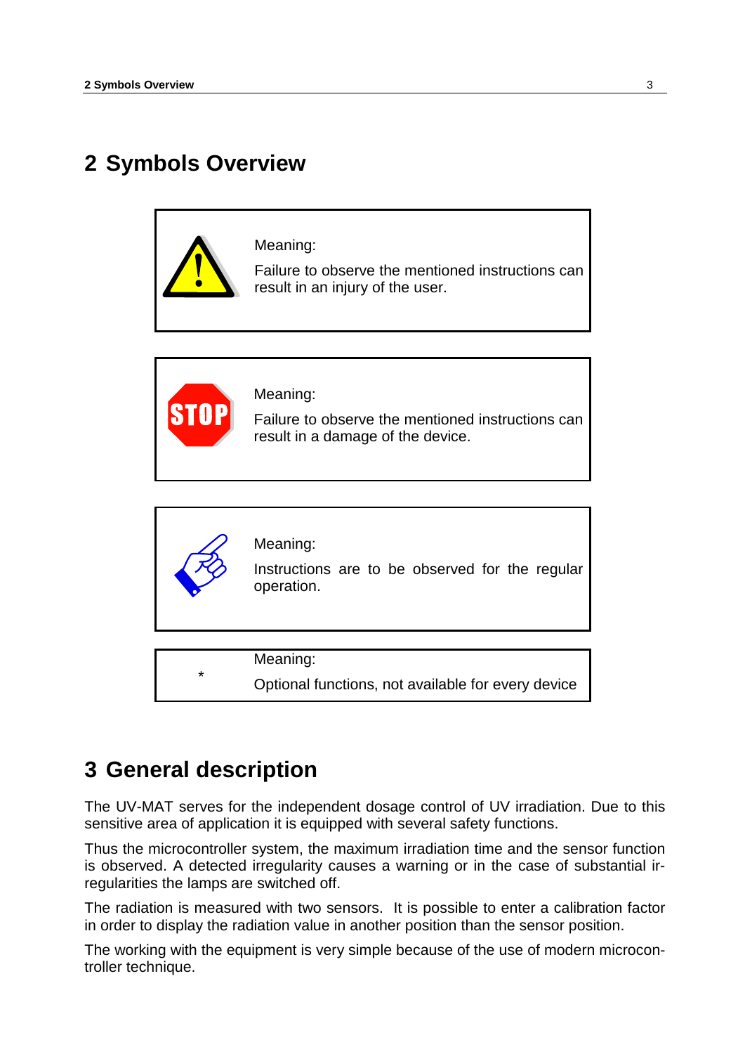# 2 Symbols Overview

Meaning:

Failure to observe the mentioned instructions can result in an injury of the user.

Meaning:

Failure to observe the mentioned instructions can result in a damage of the device.

Meaning:

Instructions are to be observed for the regular operation.

| * | Meaning:<br>Optional functions, not available for every device |
|---|---|

# 3 General description

The UV-MAT serves for the independent dosage control of UV irradiation. Due to this sensitive area of application it is equipped with several safety functions.

Thus the microcontroller system, the maximum irradiation time and the sensor function is observed. A detected irregularity causes a warning or in the case of substantial irregularities the lamps are switched off.

The radiation is measured with two sensors. It is possible to enter a calibration factor in order to display the radiation value in another position than the sensor position.

The working with the equipment is very simple because of the use of modern microcontroller technique.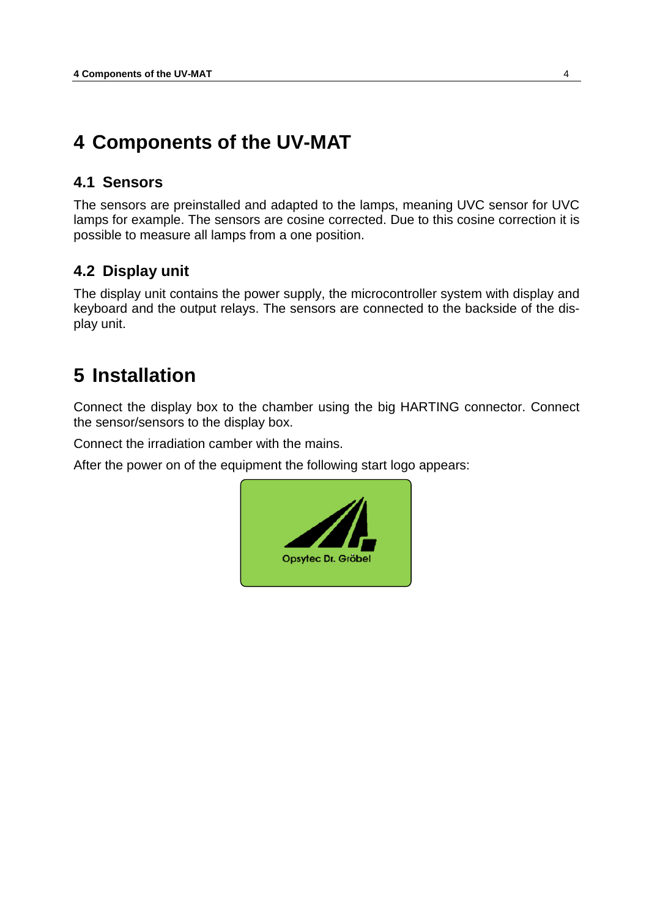# 4 Components of the UV-MAT

## 4.1 Sensors

The sensors are preinstalled and adapted to the lamps, meaning UVC sensor for UVC lamps for example. The sensors are cosine corrected. Due to this cosine correction it is possible to measure all lamps from a one position.

## 4.2 Display unit

The display unit contains the power supply, the microcontroller system with display and keyboard and the output relays. The sensors are connected to the backside of the display unit.

# 5 Installation

Connect the display box to the chamber using the big HARTING connector. Connect the sensor/sensors to the display box.

Connect the irradiation camber with the mains.

After the power on of the equipment the following start logo appears:

Opsytec Dr. Gröbel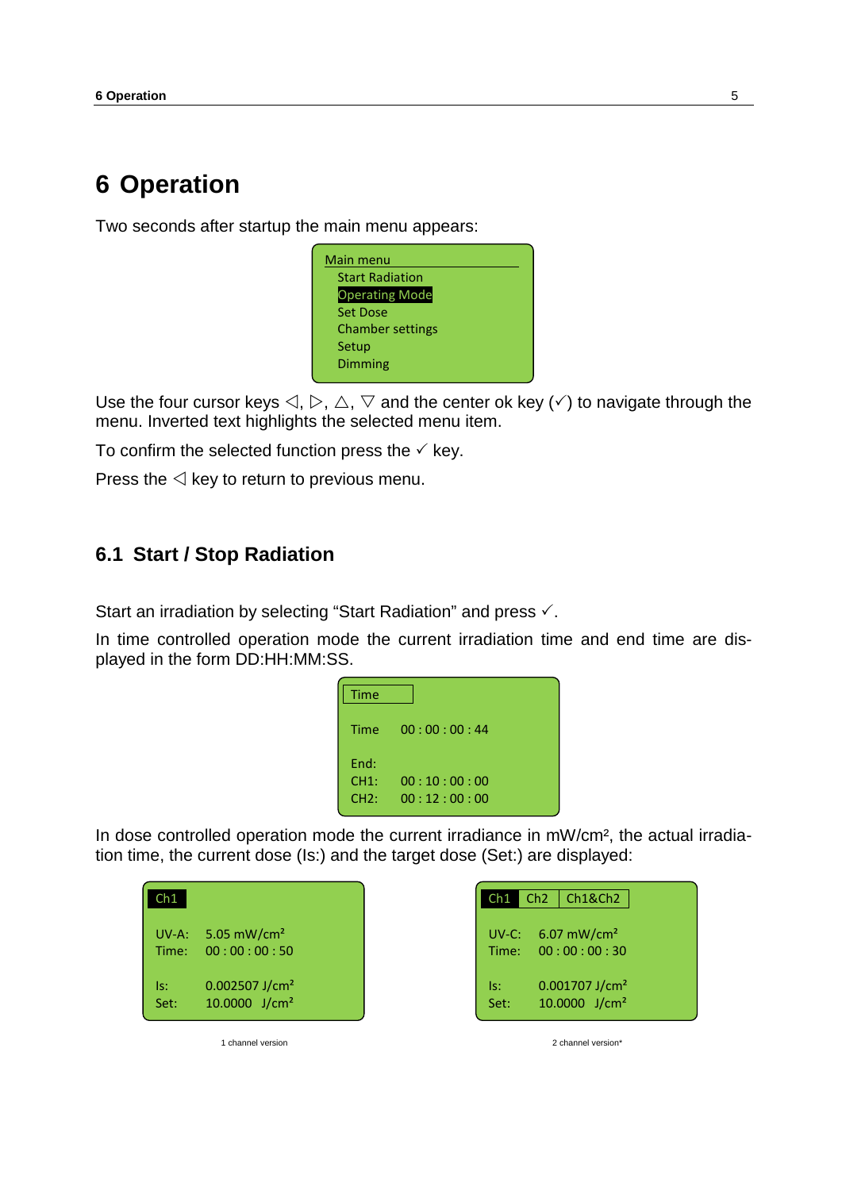# 6 Operation

Two seconds after startup the main menu appears:

```
Main menu
  Start Radiation
  Operating Mode
  Set Dose
  Chamber settings
  Setup
  Dimming
```

Use the four cursor keys ◁, ▷, △, ▽ and the center ok key (✓) to navigate through the menu. Inverted text highlights the selected menu item.

To confirm the selected function press the ✓ key.

Press the ◁ key to return to previous menu.

## 6.1 Start / Stop Radiation

Start an irradiation by selecting “Start Radiation” and press ✓.

In time controlled operation mode the current irradiation time and end time are displayed in the form DD:HH:MM:SS.

```
Time

Time    00 : 00 : 00 : 44

End:
CH1:    00 : 10 : 00 : 00
CH2:    00 : 12 : 00 : 00
```

In dose controlled operation mode the current irradiance in mW/cm², the actual irradiation time, the current dose (Is:) and the target dose (Set:) are displayed:

```
Ch1

UV-A:   5.05 mW/cm²
Time:   00 : 00 : 00 : 50

Is:     0.002507 J/cm²
Set:    10.0000  J/cm²
```

1 channel version

```
Ch1 | Ch2 | Ch1&Ch2

UV-C:   6.07 mW/cm²
Time:   00 : 00 : 00 : 30

Is:     0.001707 J/cm²
Set:    10.0000  J/cm²
```

2 channel version*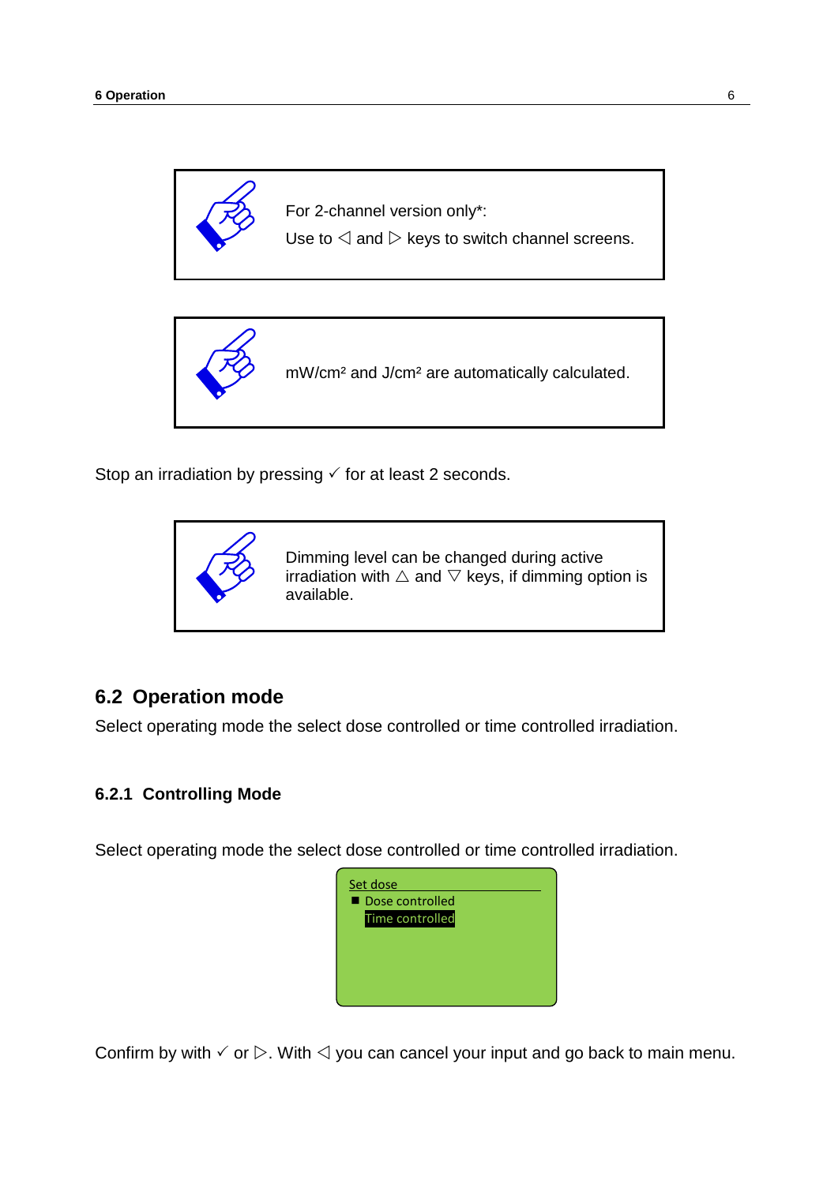> For 2-channel version only*:
> Use to ◁ and ▷ keys to switch channel screens.

> mW/cm² and J/cm² are automatically calculated.

Stop an irradiation by pressing ✓ for at least 2 seconds.

> Dimming level can be changed during active irradiation with △ and ▽ keys, if dimming option is available.

## 6.2 Operation mode

Select operating mode the select dose controlled or time controlled irradiation.

### 6.2.1 Controlling Mode

Select operating mode the select dose controlled or time controlled irradiation.

```
Set dose
■ Dose controlled
  Time controlled
```

Confirm by with ✓ or ▷. With ◁ you can cancel your input and go back to main menu.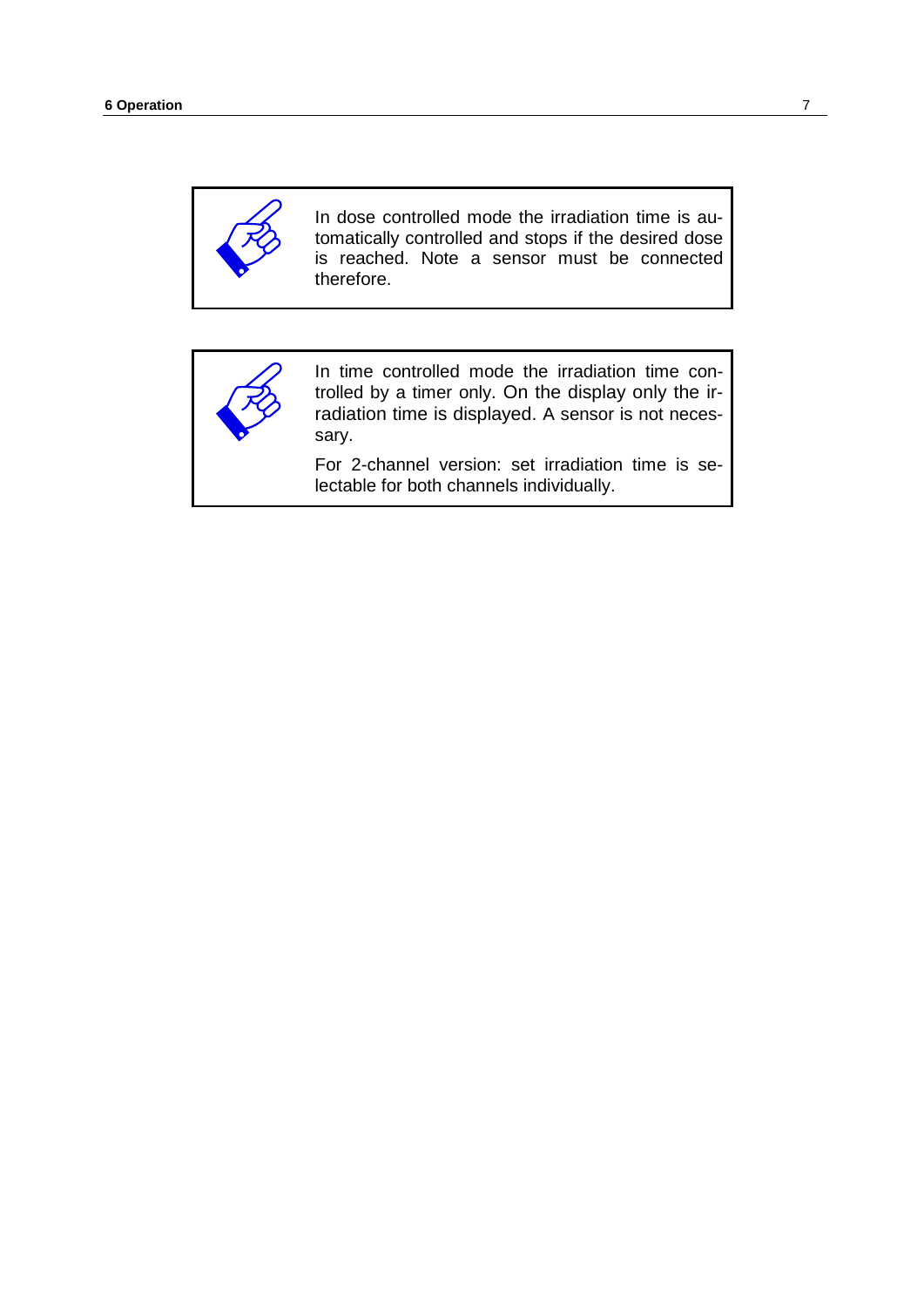> In dose controlled mode the irradiation time is automatically controlled and stops if the desired dose is reached. Note a sensor must be connected therefore.

> In time controlled mode the irradiation time controlled by a timer only. On the display only the irradiation time is displayed. A sensor is not necessary.
>
> For 2-channel version: set irradiation time is selectable for both channels individually.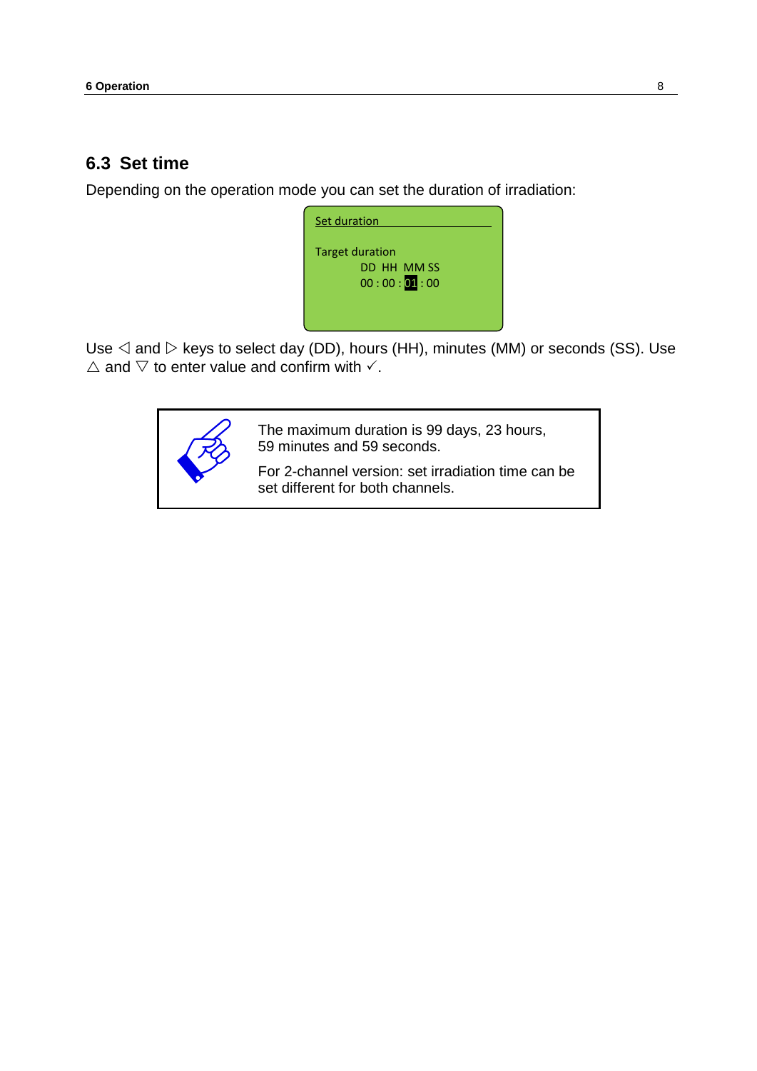## 6.3 Set time

Depending on the operation mode you can set the duration of irradiation:

```
Set duration

Target duration
        DD  HH  MM SS
        00 : 00 : 01 : 00
```

Use ◁ and ▷ keys to select day (DD), hours (HH), minutes (MM) or seconds (SS). Use △ and ▽ to enter value and confirm with ✓.

> The maximum duration is 99 days, 23 hours, 59 minutes and 59 seconds.
>
> For 2-channel version: set irradiation time can be set different for both channels.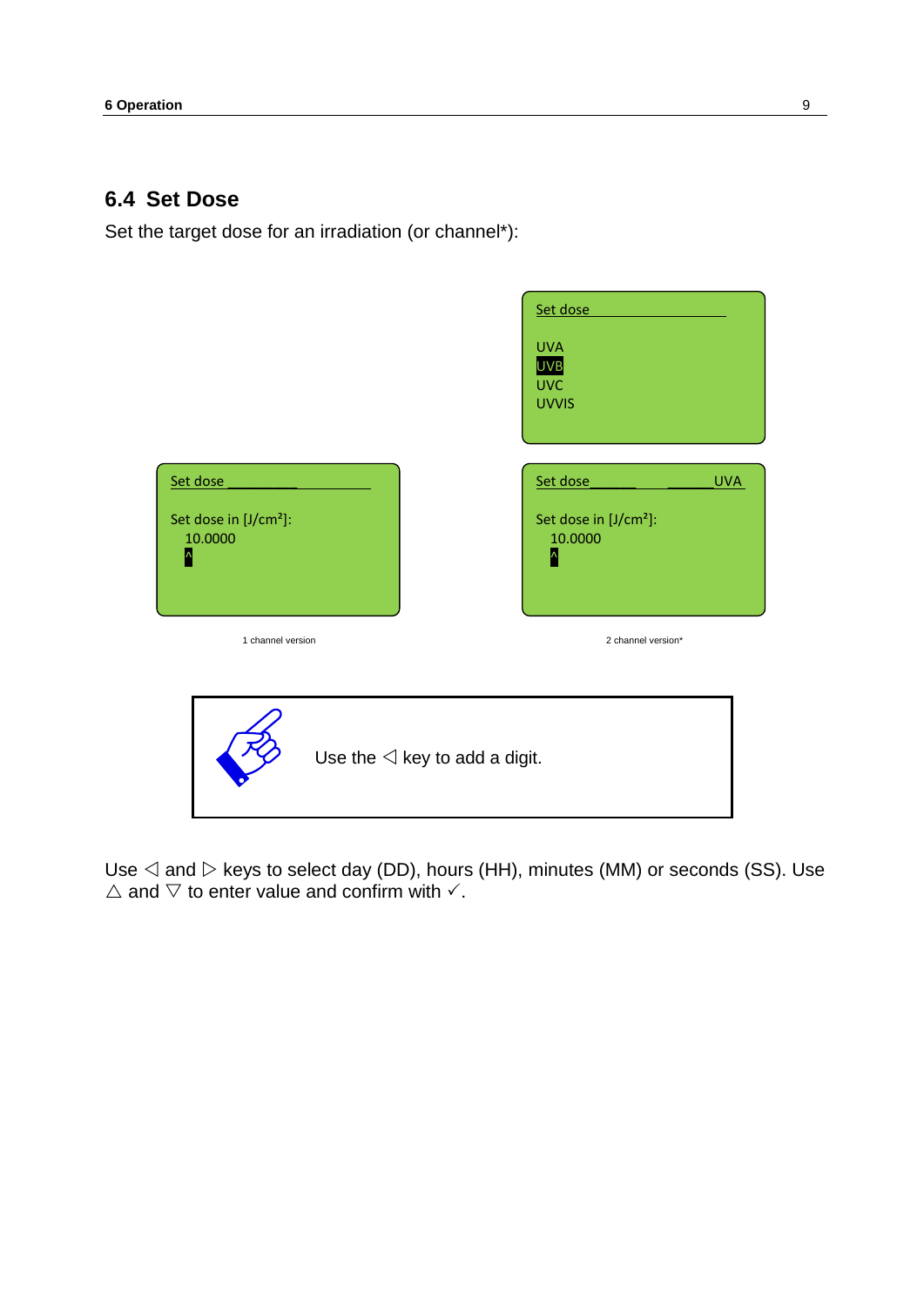## 6.4 Set Dose

Set the target dose for an irradiation (or channel*):

Set dose

UVA
UVB
UVC
UVVIS

Set dose

Set dose in [J/cm²]:
10.0000
^

1 channel version

Set dose UVA

Set dose in [J/cm²]:
10.0000
^

2 channel version*

Use the ◁ key to add a digit.

Use ◁ and ▷ keys to select day (DD), hours (HH), minutes (MM) or seconds (SS). Use △ and ▽ to enter value and confirm with ✓.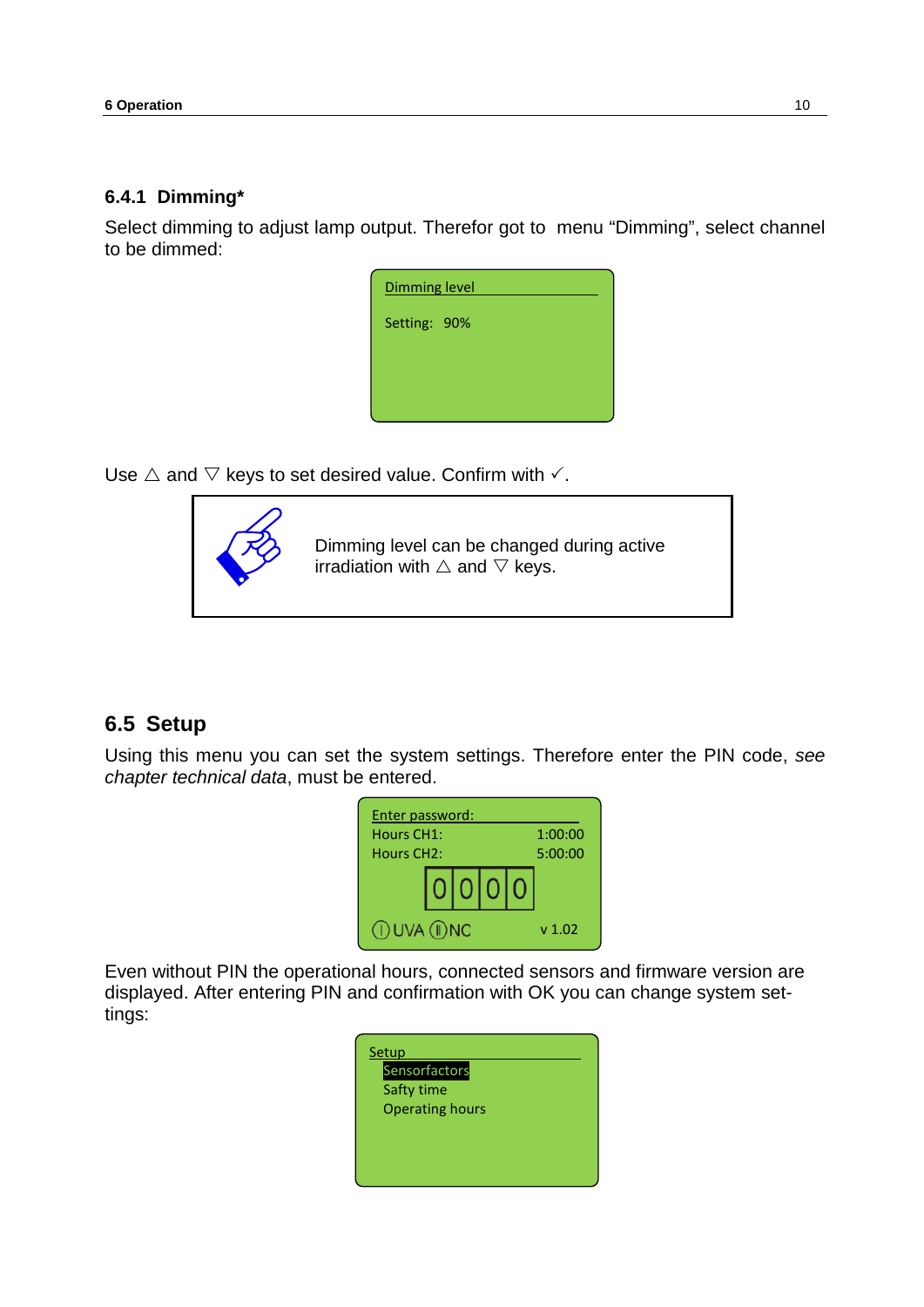### 6.4.1 Dimming*

Select dimming to adjust lamp output. Therefor got to  menu “Dimming”, select channel to be dimmed:

```
Dimming level

Setting:  90%
```

Use △ and ▽ keys to set desired value. Confirm with ✓.

> Dimming level can be changed during active irradiation with △ and ▽ keys.

## 6.5 Setup

Using this menu you can set the system settings. Therefore enter the PIN code, *see chapter technical data*, must be entered.

```
Enter password:
Hours CH1:          1:00:00
Hours CH2:          5:00:00
          0 0 0 0
(I) UVA (II) NC        v 1.02
```

Even without PIN the operational hours, connected sensors and firmware version are displayed. After entering PIN and confirmation with OK you can change system settings:

```
Setup
  Sensorfactors
  Safty time
  Operating hours
```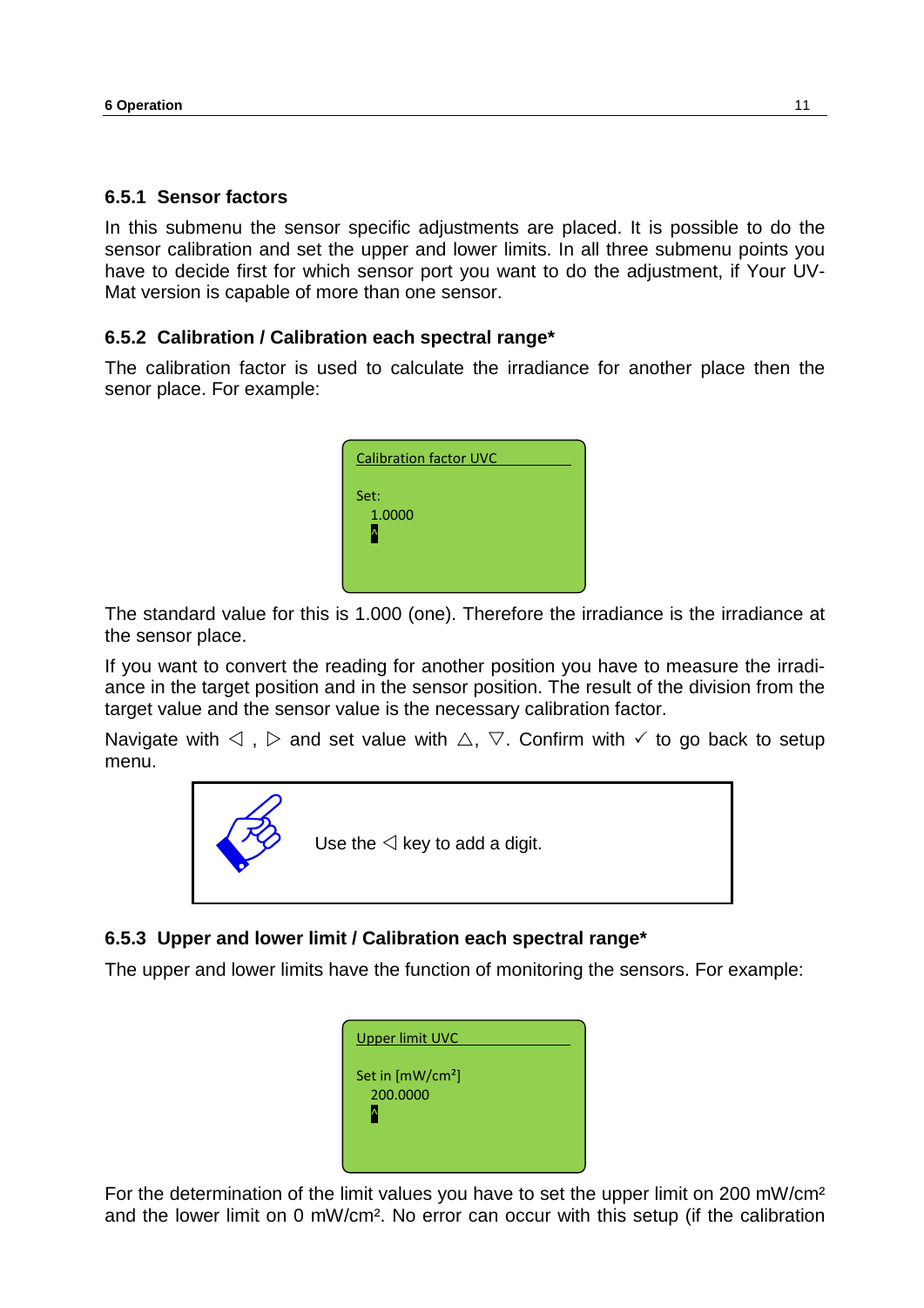### 6.5.1 Sensor factors

In this submenu the sensor specific adjustments are placed. It is possible to do the sensor calibration and set the upper and lower limits. In all three submenu points you have to decide first for which sensor port you want to do the adjustment, if Your UV-Mat version is capable of more than one sensor.

### 6.5.2 Calibration / Calibration each spectral range*

The calibration factor is used to calculate the irradiance for another place then the senor place. For example:

```
Calibration factor UVC

Set:
  1.0000
  ^
```

The standard value for this is 1.000 (one). Therefore the irradiance is the irradiance at the sensor place.

If you want to convert the reading for another position you have to measure the irradiance in the target position and in the sensor position. The result of the division from the target value and the sensor value is the necessary calibration factor.

Navigate with ◁ , ▷ and set value with △, ▽. Confirm with ✓ to go back to setup menu.

> Use the ◁ key to add a digit.

### 6.5.3 Upper and lower limit / Calibration each spectral range*

The upper and lower limits have the function of monitoring the sensors. For example:

```
Upper limit UVC

Set in [mW/cm²]
  200.0000
  ^
```

For the determination of the limit values you have to set the upper limit on 200 mW/cm² and the lower limit on 0 mW/cm². No error can occur with this setup (if the calibration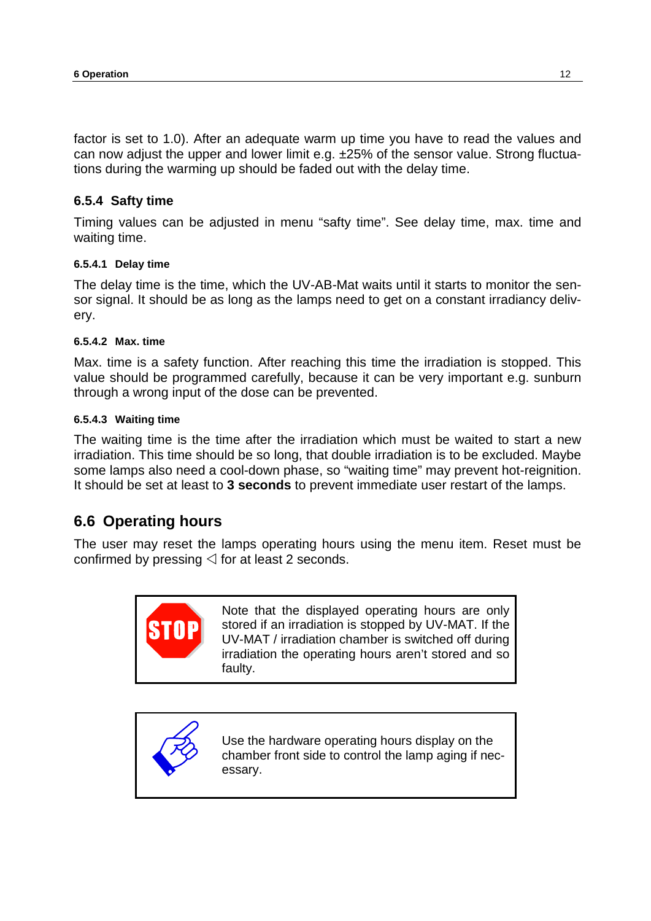factor is set to 1.0). After an adequate warm up time you have to read the values and can now adjust the upper and lower limit e.g. ±25% of the sensor value. Strong fluctuations during the warming up should be faded out with the delay time.

### 6.5.4 Safty time

Timing values can be adjusted in menu “safty time”. See delay time, max. time and waiting time.

#### 6.5.4.1 Delay time

The delay time is the time, which the UV-AB-Mat waits until it starts to monitor the sensor signal. It should be as long as the lamps need to get on a constant irradiancy delivery.

#### 6.5.4.2 Max. time

Max. time is a safety function. After reaching this time the irradiation is stopped. This value should be programmed carefully, because it can be very important e.g. sunburn through a wrong input of the dose can be prevented.

#### 6.5.4.3 Waiting time

The waiting time is the time after the irradiation which must be waited to start a new irradiation. This time should be so long, that double irradiation is to be excluded. Maybe some lamps also need a cool-down phase, so “waiting time” may prevent hot-reignition. It should be set at least to **3 seconds** to prevent immediate user restart of the lamps.

## 6.6 Operating hours

The user may reset the lamps operating hours using the menu item. Reset must be confirmed by pressing ◁ for at least 2 seconds.

> **STOP**
>
> Note that the displayed operating hours are only stored if an irradiation is stopped by UV-MAT. If the UV-MAT / irradiation chamber is switched off during irradiation the operating hours aren’t stored and so faulty.

> Use the hardware operating hours display on the chamber front side to control the lamp aging if necessary.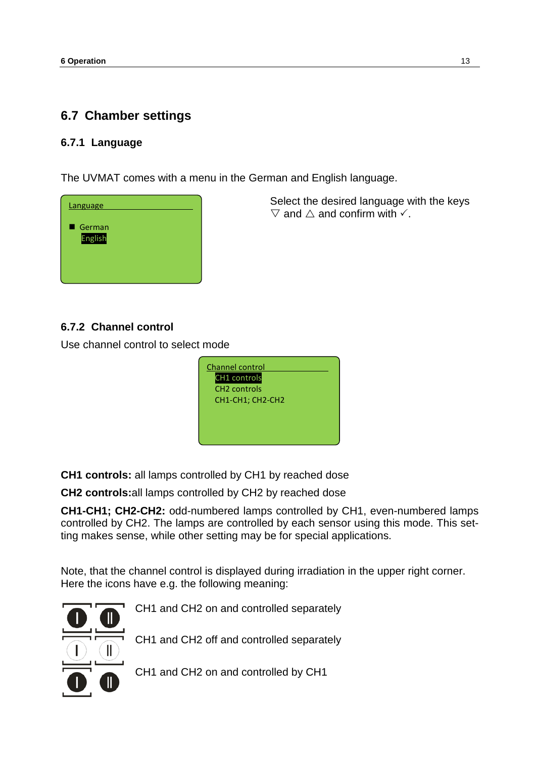## 6.7 Chamber settings

### 6.7.1 Language

The UVMAT comes with a menu in the German and English language.

Language

■ German
English

Select the desired language with the keys ▽ and △ and confirm with ✓.

### 6.7.2 Channel control

Use channel control to select mode

Channel control
CH1 controls
CH2 controls
CH1-CH1; CH2-CH2

**CH1 controls:** all lamps controlled by CH1 by reached dose

**CH2 controls:**all lamps controlled by CH2 by reached dose

**CH1-CH1; CH2-CH2:** odd-numbered lamps controlled by CH1, even-numbered lamps controlled by CH2. The lamps are controlled by each sensor using this mode. This setting makes sense, while other setting may be for special applications.

Note, that the channel control is displayed during irradiation in the upper right corner. Here the icons have e.g. the following meaning:

CH1 and CH2 on and controlled separately

CH1 and CH2 off and controlled separately

CH1 and CH2 on and controlled by CH1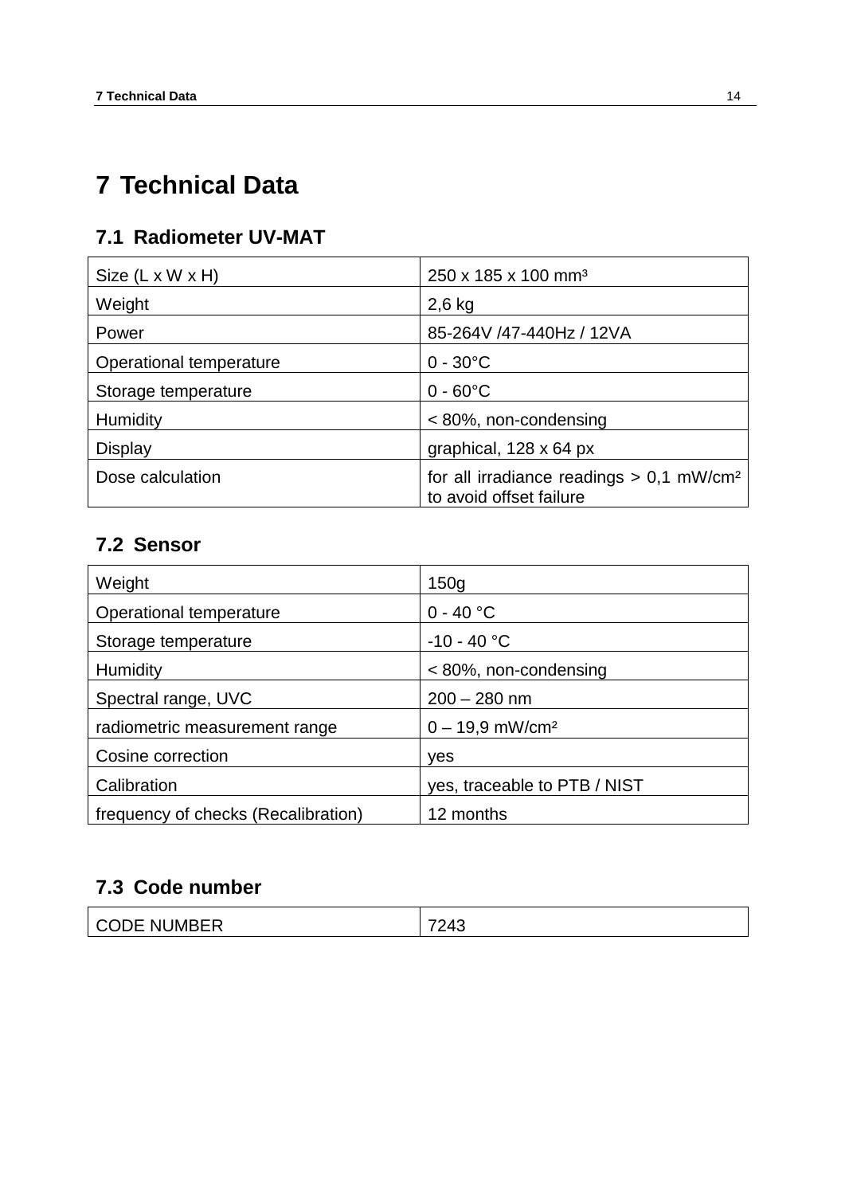# 7 Technical Data

## 7.1 Radiometer UV-MAT

| | |
|---|---|
| Size (L x W x H) | 250 x 185 x 100 mm³ |
| Weight | 2,6 kg |
| Power | 85-264V /47-440Hz / 12VA |
| Operational temperature | 0 - 30°C |
| Storage temperature | 0 - 60°C |
| Humidity | < 80%, non-condensing |
| Display | graphical, 128 x 64 px |
| Dose calculation | for all irradiance readings > 0,1 mW/cm² to avoid offset failure |

## 7.2 Sensor

| | |
|---|---|
| Weight | 150g |
| Operational temperature | 0 - 40 °C |
| Storage temperature | -10 - 40 °C |
| Humidity | < 80%, non-condensing |
| Spectral range, UVC | 200 – 280 nm |
| radiometric measurement range | 0 – 19,9 mW/cm² |
| Cosine correction | yes |
| Calibration | yes, traceable to PTB / NIST |
| frequency of checks (Recalibration) | 12 months |

## 7.3 Code number

| | |
|---|---|
| CODE NUMBER | 7243 |